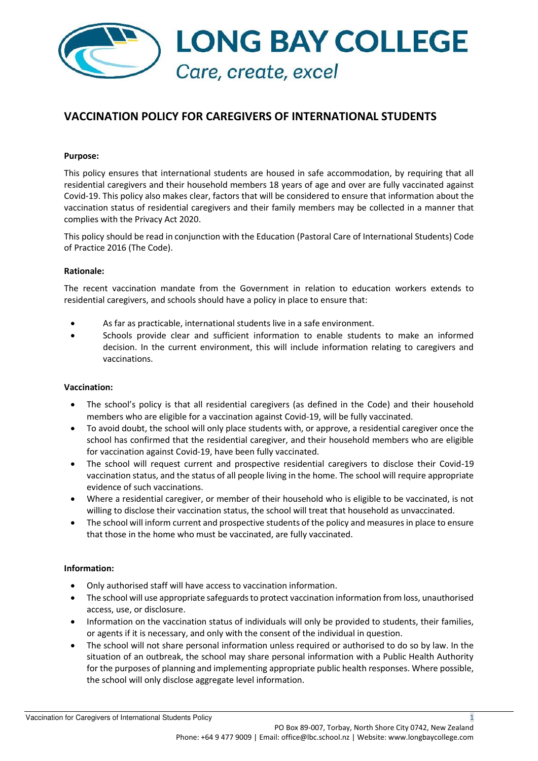# LONG BAY COLLEGE

*Care, create, excel*

## VACCINATION POLICY FOR CAREGIVERS OF INTERNATIONAL STUDENTS

**Purpose:**

This policy ensures that international students are housed in safe accommodation, by requiring that all residential caregivers and their household members 18 years of age and over are fully vaccinated against Covid-19. This policy also makes clear, factors that will be considered to ensure that information about the vaccination status of residential caregivers and their family members may be collected in a manner that complies with the Privacy Act 2020.

This policy should be read in conjunction with the Education (Pastoral Care of International Students) Code of Practice 2016 (The Code).

**Rationale:**

The recent vaccination mandate from the Government in relation to education workers extends to residential caregivers, and schools should have a policy in place to ensure that:

- As far as practicable, international students live in a safe environment.
- Schools provide clear and sufficient information to enable students to make an informed decision. In the current environment, this will include information relating to caregivers and vaccinations.

**Vaccination:**

- The school's policy is that all residential caregivers (as defined in the Code) and their household members who are eligible for a vaccination against Covid-19, will be fully vaccinated.
- To avoid doubt, the school will only place students with, or approve, a residential caregiver once the school has confirmed that the residential caregiver, and their household members who are eligible for vaccination against Covid-19, have been fully vaccinated.
- The school will request current and prospective residential caregivers to disclose their Covid-19 vaccination status, and the status of all people living in the home. The school will require appropriate evidence of such vaccinations.
- Where a residential caregiver, or member of their household who is eligible to be vaccinated, is not willing to disclose their vaccination status, the school will treat that household as unvaccinated.
- The school will inform current and prospective students of the policy and measures in place to ensure that those in the home who must be vaccinated, are fully vaccinated.

**Information:**

- Only authorised staff will have access to vaccination information.
- The school will use appropriate safeguards to protect vaccination information from loss, unauthorised access, use, or disclosure.
- Information on the vaccination status of individuals will only be provided to students, their families, or agents if it is necessary, and only with the consent of the individual in question.
- The school will not share personal information unless required or authorised to do so by law. In the situation of an outbreak, the school may share personal information with a Public Health Authority for the purposes of planning and implementing appropriate public health responses. Where possible, the school will only disclose aggregate level information.

PO Box 89-007, Torbay, North Shore City 0742, New Zealand
Phone: +64 9 477 9009 | Email: office@lbc.school.nz | Website: www.longbaycollege.com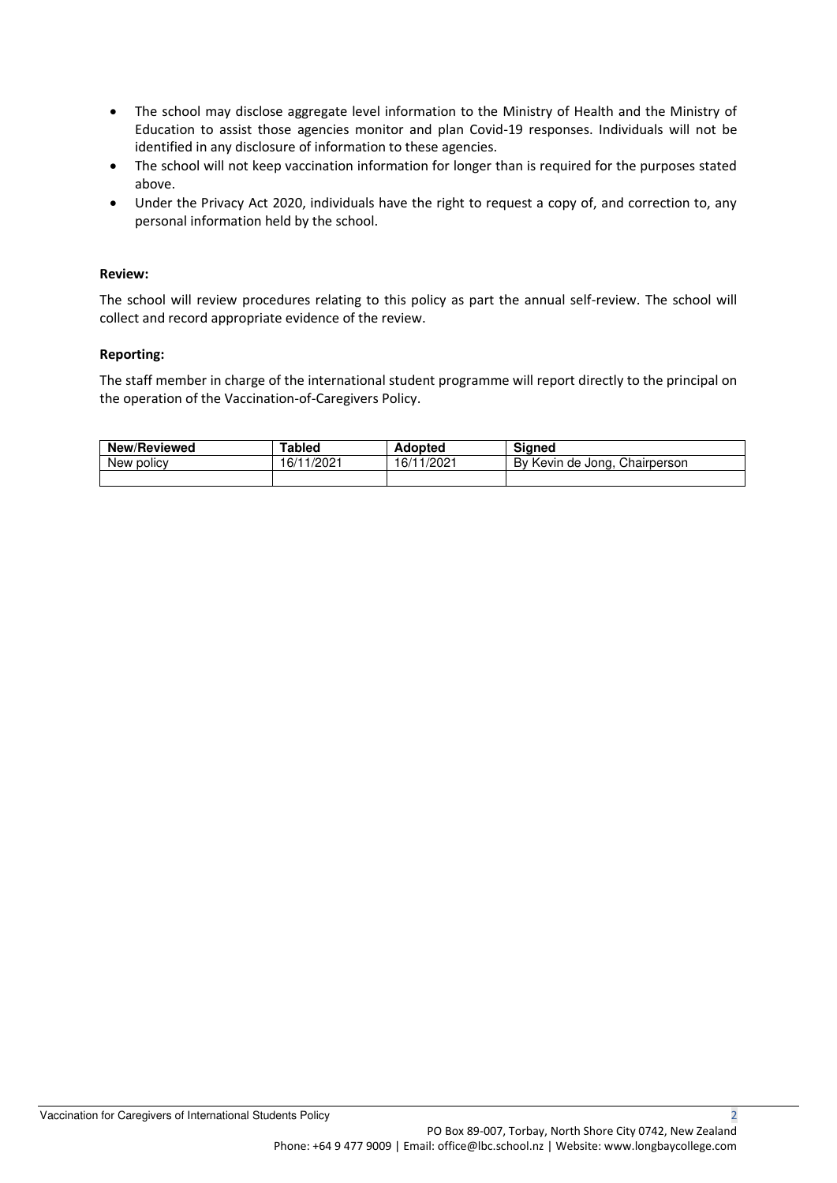- The school may disclose aggregate level information to the Ministry of Health and the Ministry of Education to assist those agencies monitor and plan Covid-19 responses. Individuals will not be identified in any disclosure of information to these agencies.
- The school will not keep vaccination information for longer than is required for the purposes stated above.
- Under the Privacy Act 2020, individuals have the right to request a copy of, and correction to, any personal information held by the school.

**Review:**

The school will review procedures relating to this policy as part the annual self-review. The school will collect and record appropriate evidence of the review.

**Reporting:**

The staff member in charge of the international student programme will report directly to the principal on the operation of the Vaccination-of-Caregivers Policy.

| New/Reviewed | Tabled | Adopted | Signed |
|---|---|---|---|
| New policy | 16/11/2021 | 16/11/2021 | By Kevin de Jong, Chairperson |
| | | | |

PO Box 89-007, Torbay, North Shore City 0742, New Zealand
Phone: +64 9 477 9009 | Email: office@lbc.school.nz | Website: www.longbaycollege.com